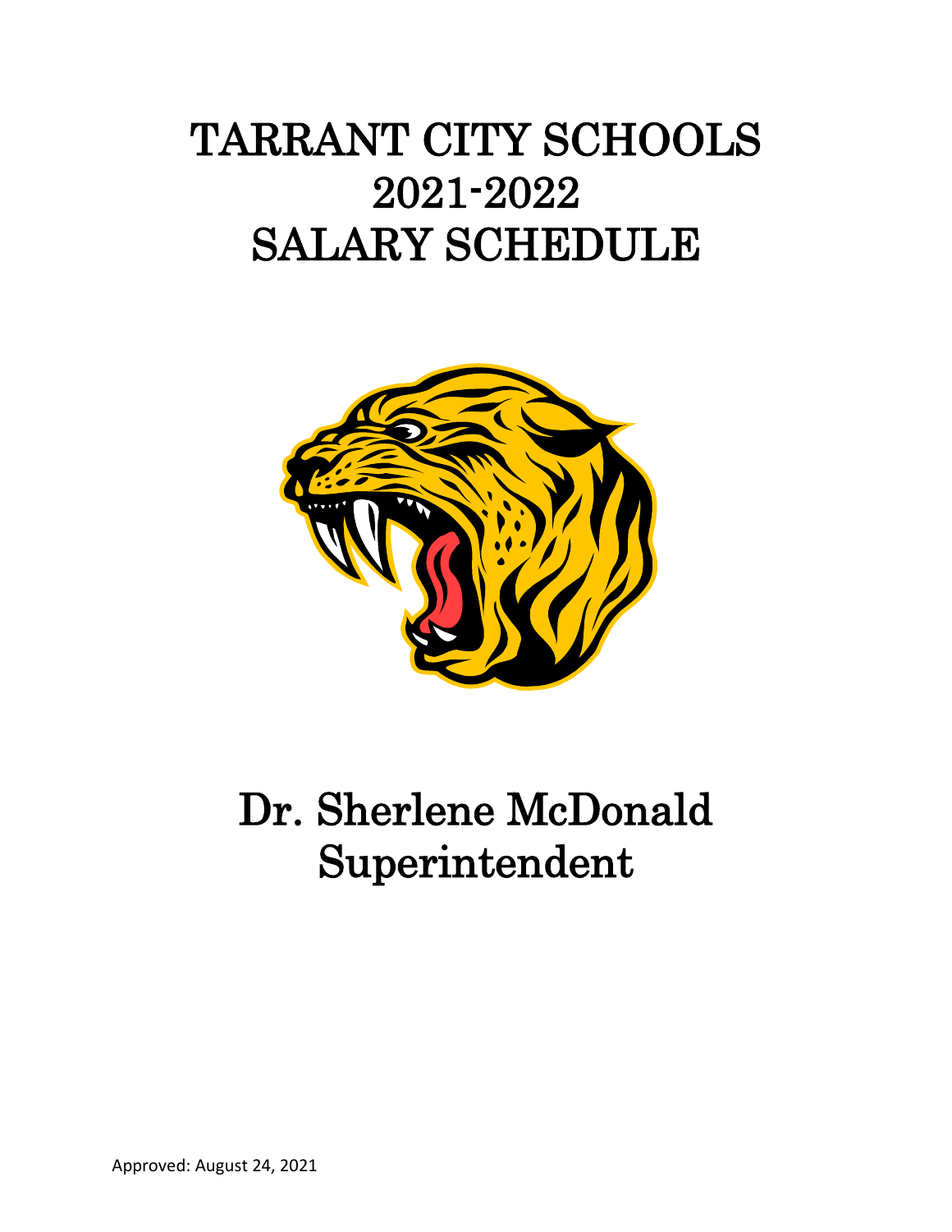# TARRANT CITY SCHOOLS
# 2021-2022
# SALARY SCHEDULE

# Dr. Sherlene McDonald
# Superintendent

Approved: August 24, 2021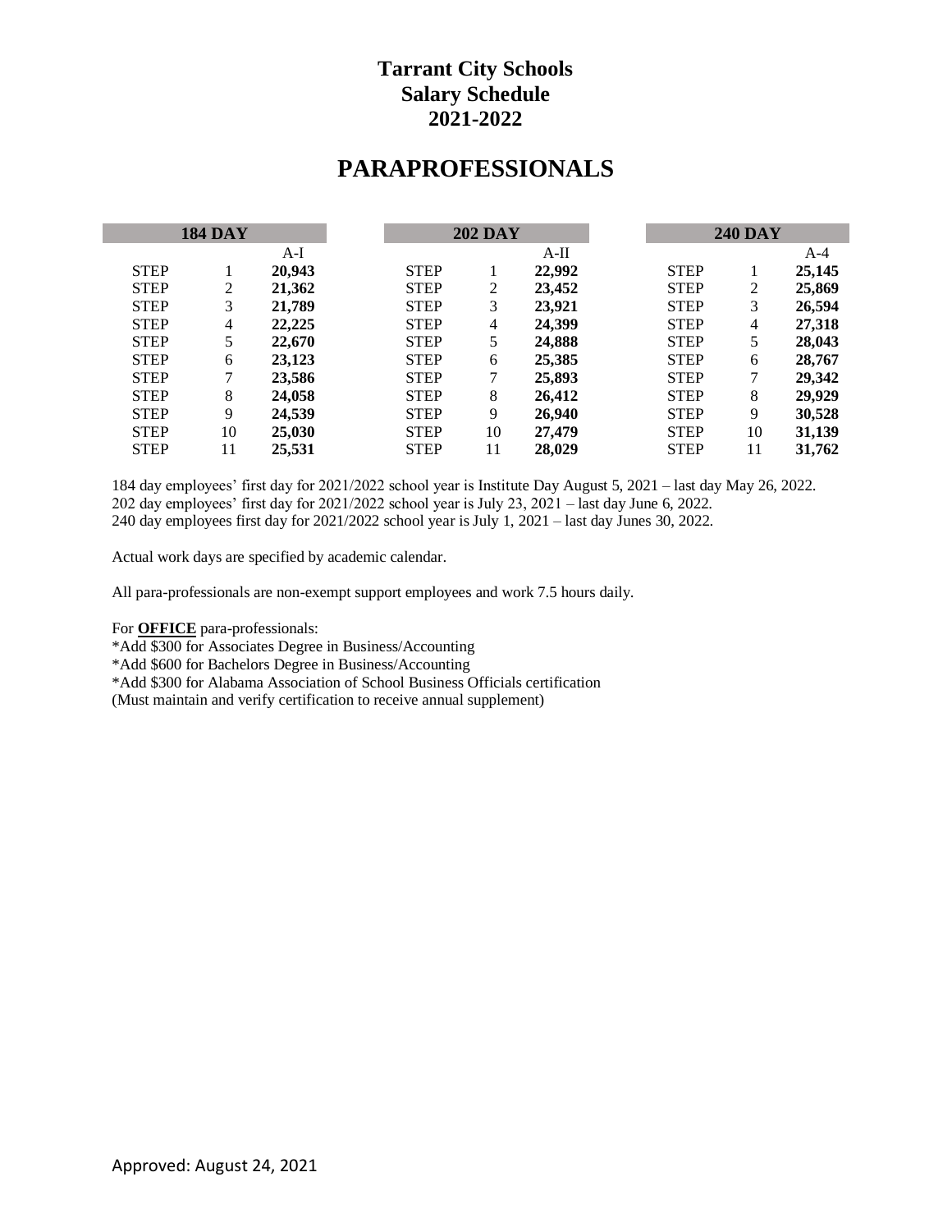# Tarrant City Schools
# Salary Schedule
# 2021-2022

## PARAPROFESSIONALS

| 184 DAY | | | | 202 DAY | | | | 240 DAY | | |
|---|---|---|---|---|---|---|---|---|---|---|
| | | A-I | | | | A-II | | | | A-4 |
| STEP | 1 | **20,943** | | STEP | 1 | **22,992** | | STEP | 1 | **25,145** |
| STEP | 2 | **21,362** | | STEP | 2 | **23,452** | | STEP | 2 | **25,869** |
| STEP | 3 | **21,789** | | STEP | 3 | **23,921** | | STEP | 3 | **26,594** |
| STEP | 4 | **22,225** | | STEP | 4 | **24,399** | | STEP | 4 | **27,318** |
| STEP | 5 | **22,670** | | STEP | 5 | **24,888** | | STEP | 5 | **28,043** |
| STEP | 6 | **23,123** | | STEP | 6 | **25,385** | | STEP | 6 | **28,767** |
| STEP | 7 | **23,586** | | STEP | 7 | **25,893** | | STEP | 7 | **29,342** |
| STEP | 8 | **24,058** | | STEP | 8 | **26,412** | | STEP | 8 | **29,929** |
| STEP | 9 | **24,539** | | STEP | 9 | **26,940** | | STEP | 9 | **30,528** |
| STEP | 10 | **25,030** | | STEP | 10 | **27,479** | | STEP | 10 | **31,139** |
| STEP | 11 | **25,531** | | STEP | 11 | **28,029** | | STEP | 11 | **31,762** |

184 day employees' first day for 2021/2022 school year is Institute Day August 5, 2021 – last day May 26, 2022.
202 day employees' first day for 2021/2022 school year is July 23, 2021 – last day June 6, 2022.
240 day employees first day for 2021/2022 school year is July 1, 2021 – last day Junes 30, 2022.

Actual work days are specified by academic calendar.

All para-professionals are non-exempt support employees and work 7.5 hours daily.

For **OFFICE** para-professionals:
*Add $300 for Associates Degree in Business/Accounting
*Add $600 for Bachelors Degree in Business/Accounting
*Add $300 for Alabama Association of School Business Officials certification
(Must maintain and verify certification to receive annual supplement)

Approved: August 24, 2021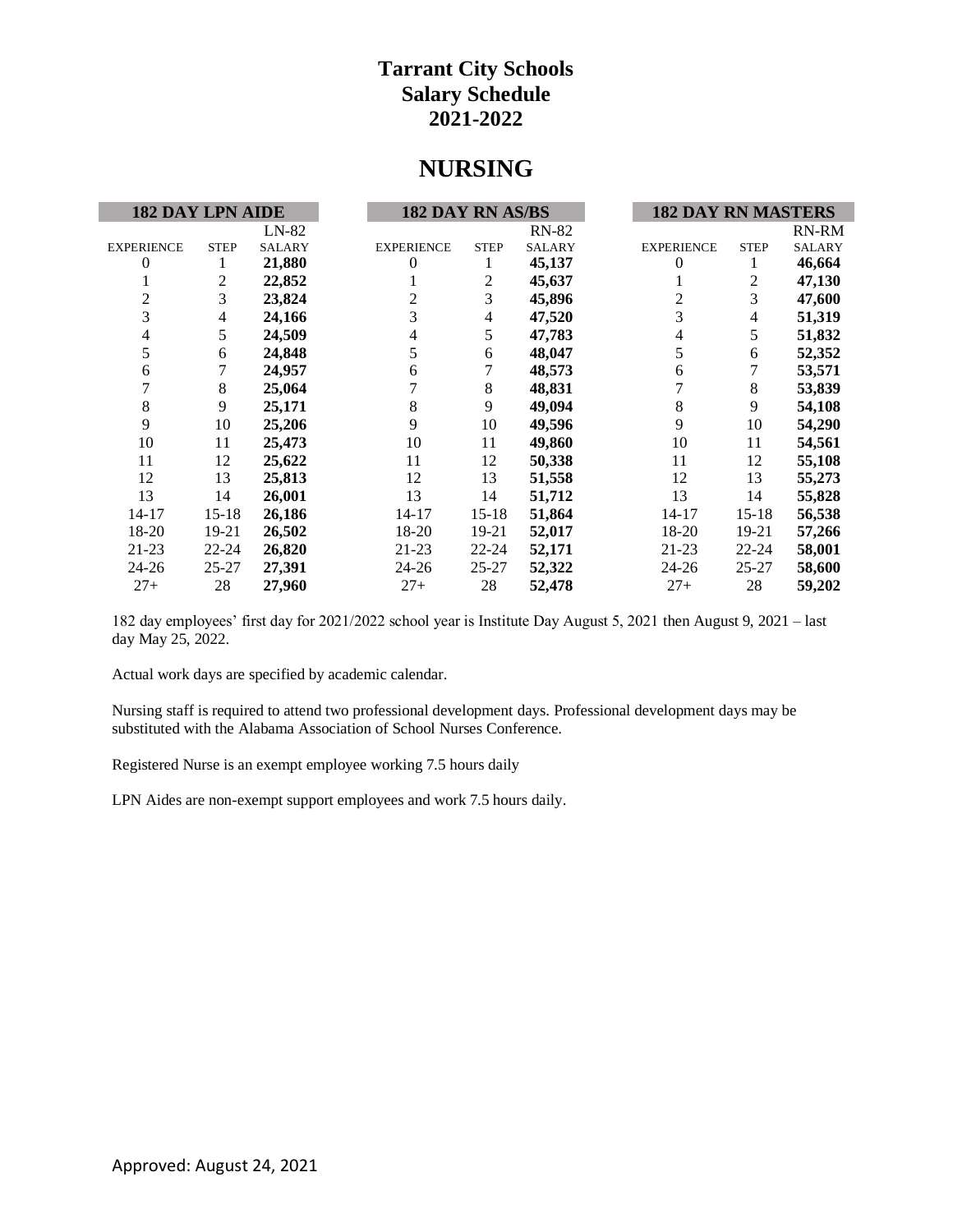# Tarrant City Schools
# Salary Schedule
# 2021-2022

## NURSING

| 182 DAY LPN AIDE | | | 182 DAY RN AS/BS | | | 182 DAY RN MASTERS | | |
|---|---|---|---|---|---|---|---|---|
| | | LN-82 | | | RN-82 | | | RN-RM |
| EXPERIENCE | STEP | SALARY | EXPERIENCE | STEP | SALARY | EXPERIENCE | STEP | SALARY |
| 0 | 1 | **21,880** | 0 | 1 | **45,137** | 0 | 1 | **46,664** |
| 1 | 2 | **22,852** | 1 | 2 | **45,637** | 1 | 2 | **47,130** |
| 2 | 3 | **23,824** | 2 | 3 | **45,896** | 2 | 3 | **47,600** |
| 3 | 4 | **24,166** | 3 | 4 | **47,520** | 3 | 4 | **51,319** |
| 4 | 5 | **24,509** | 4 | 5 | **47,783** | 4 | 5 | **51,832** |
| 5 | 6 | **24,848** | 5 | 6 | **48,047** | 5 | 6 | **52,352** |
| 6 | 7 | **24,957** | 6 | 7 | **48,573** | 6 | 7 | **53,571** |
| 7 | 8 | **25,064** | 7 | 8 | **48,831** | 7 | 8 | **53,839** |
| 8 | 9 | **25,171** | 8 | 9 | **49,094** | 8 | 9 | **54,108** |
| 9 | 10 | **25,206** | 9 | 10 | **49,596** | 9 | 10 | **54,290** |
| 10 | 11 | **25,473** | 10 | 11 | **49,860** | 10 | 11 | **54,561** |
| 11 | 12 | **25,622** | 11 | 12 | **50,338** | 11 | 12 | **55,108** |
| 12 | 13 | **25,813** | 12 | 13 | **51,558** | 12 | 13 | **55,273** |
| 13 | 14 | **26,001** | 13 | 14 | **51,712** | 13 | 14 | **55,828** |
| 14-17 | 15-18 | **26,186** | 14-17 | 15-18 | **51,864** | 14-17 | 15-18 | **56,538** |
| 18-20 | 19-21 | **26,502** | 18-20 | 19-21 | **52,017** | 18-20 | 19-21 | **57,266** |
| 21-23 | 22-24 | **26,820** | 21-23 | 22-24 | **52,171** | 21-23 | 22-24 | **58,001** |
| 24-26 | 25-27 | **27,391** | 24-26 | 25-27 | **52,322** | 24-26 | 25-27 | **58,600** |
| 27+ | 28 | **27,960** | 27+ | 28 | **52,478** | 27+ | 28 | **59,202** |

182 day employees' first day for 2021/2022 school year is Institute Day August 5, 2021 then August 9, 2021 – last day May 25, 2022.

Actual work days are specified by academic calendar.

Nursing staff is required to attend two professional development days. Professional development days may be substituted with the Alabama Association of School Nurses Conference.

Registered Nurse is an exempt employee working 7.5 hours daily

LPN Aides are non-exempt support employees and work 7.5 hours daily.

Approved: August 24, 2021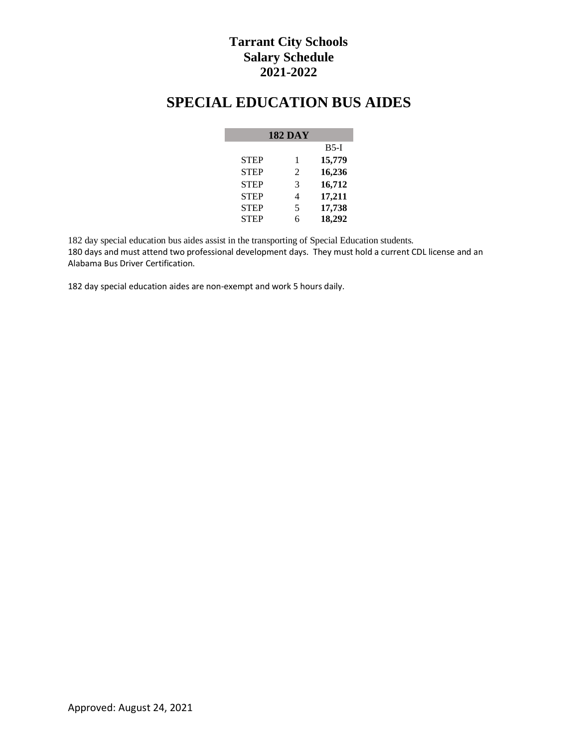# Tarrant City Schools
# Salary Schedule
# 2021-2022

## SPECIAL EDUCATION BUS AIDES

| 182 DAY | | |
|---|---|---|
| | | B5-I |
| STEP | 1 | **15,779** |
| STEP | 2 | **16,236** |
| STEP | 3 | **16,712** |
| STEP | 4 | **17,211** |
| STEP | 5 | **17,738** |
| STEP | 6 | **18,292** |

182 day special education bus aides assist in the transporting of Special Education students.
180 days and must attend two professional development days. They must hold a current CDL license and an Alabama Bus Driver Certification.

182 day special education aides are non-exempt and work 5 hours daily.

Approved: August 24, 2021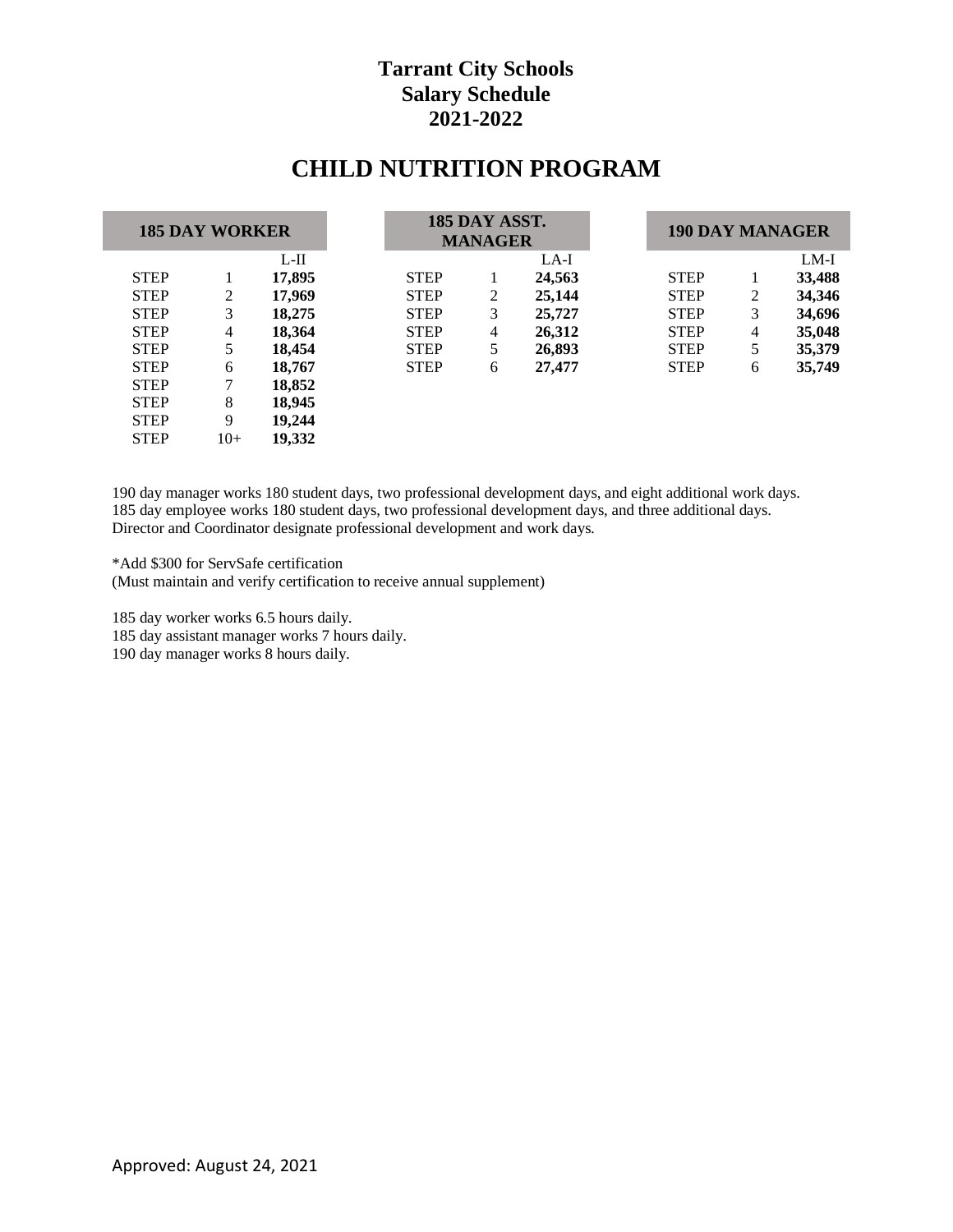# Tarrant City Schools
# Salary Schedule
# 2021-2022

## CHILD NUTRITION PROGRAM

| 185 DAY WORKER | | |
|---|---|---|
| | | L-II |
| STEP | 1 | **17,895** |
| STEP | 2 | **17,969** |
| STEP | 3 | **18,275** |
| STEP | 4 | **18,364** |
| STEP | 5 | **18,454** |
| STEP | 6 | **18,767** |
| STEP | 7 | **18,852** |
| STEP | 8 | **18,945** |
| STEP | 9 | **19,244** |
| STEP | 10+ | **19,332** |

| 185 DAY ASST. MANAGER | | |
|---|---|---|
| | | LA-I |
| STEP | 1 | **24,563** |
| STEP | 2 | **25,144** |
| STEP | 3 | **25,727** |
| STEP | 4 | **26,312** |
| STEP | 5 | **26,893** |
| STEP | 6 | **27,477** |

| 190 DAY MANAGER | | |
|---|---|---|
| | | LM-I |
| STEP | 1 | **33,488** |
| STEP | 2 | **34,346** |
| STEP | 3 | **34,696** |
| STEP | 4 | **35,048** |
| STEP | 5 | **35,379** |
| STEP | 6 | **35,749** |

190 day manager works 180 student days, two professional development days, and eight additional work days.
185 day employee works 180 student days, two professional development days, and three additional days.
Director and Coordinator designate professional development and work days.

*Add $300 for ServSafe certification
(Must maintain and verify certification to receive annual supplement)

185 day worker works 6.5 hours daily.
185 day assistant manager works 7 hours daily.
190 day manager works 8 hours daily.

Approved: August 24, 2021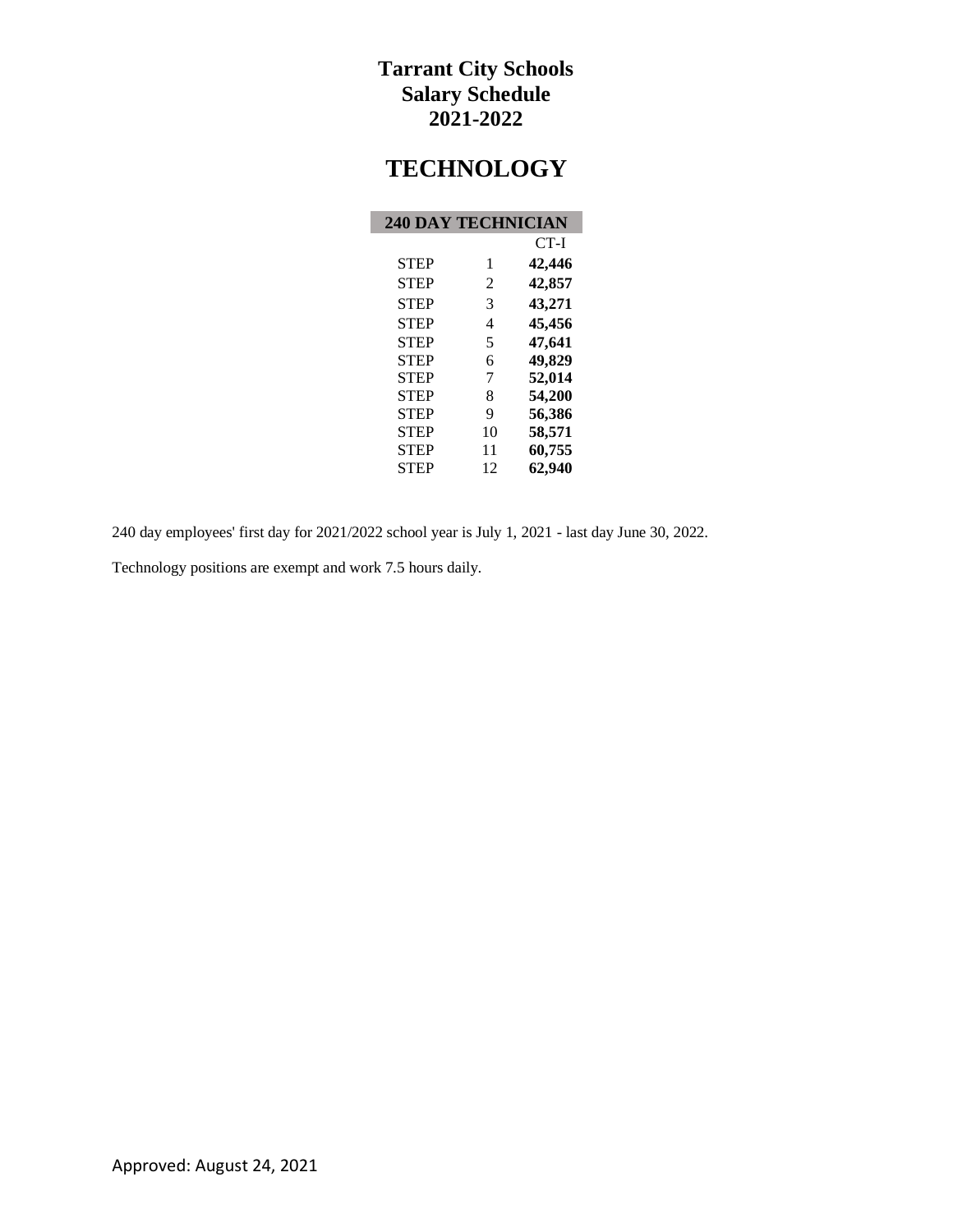# Tarrant City Schools
# Salary Schedule
# 2021-2022

## TECHNOLOGY

| 240 DAY TECHNICIAN | | |
|---|---|---|
| | | CT-I |
| STEP | 1 | **42,446** |
| STEP | 2 | **42,857** |
| STEP | 3 | **43,271** |
| STEP | 4 | **45,456** |
| STEP | 5 | **47,641** |
| STEP | 6 | **49,829** |
| STEP | 7 | **52,014** |
| STEP | 8 | **54,200** |
| STEP | 9 | **56,386** |
| STEP | 10 | **58,571** |
| STEP | 11 | **60,755** |
| STEP | 12 | **62,940** |

240 day employees' first day for 2021/2022 school year is July 1, 2021 - last day June 30, 2022.

Technology positions are exempt and work 7.5 hours daily.

Approved: August 24, 2021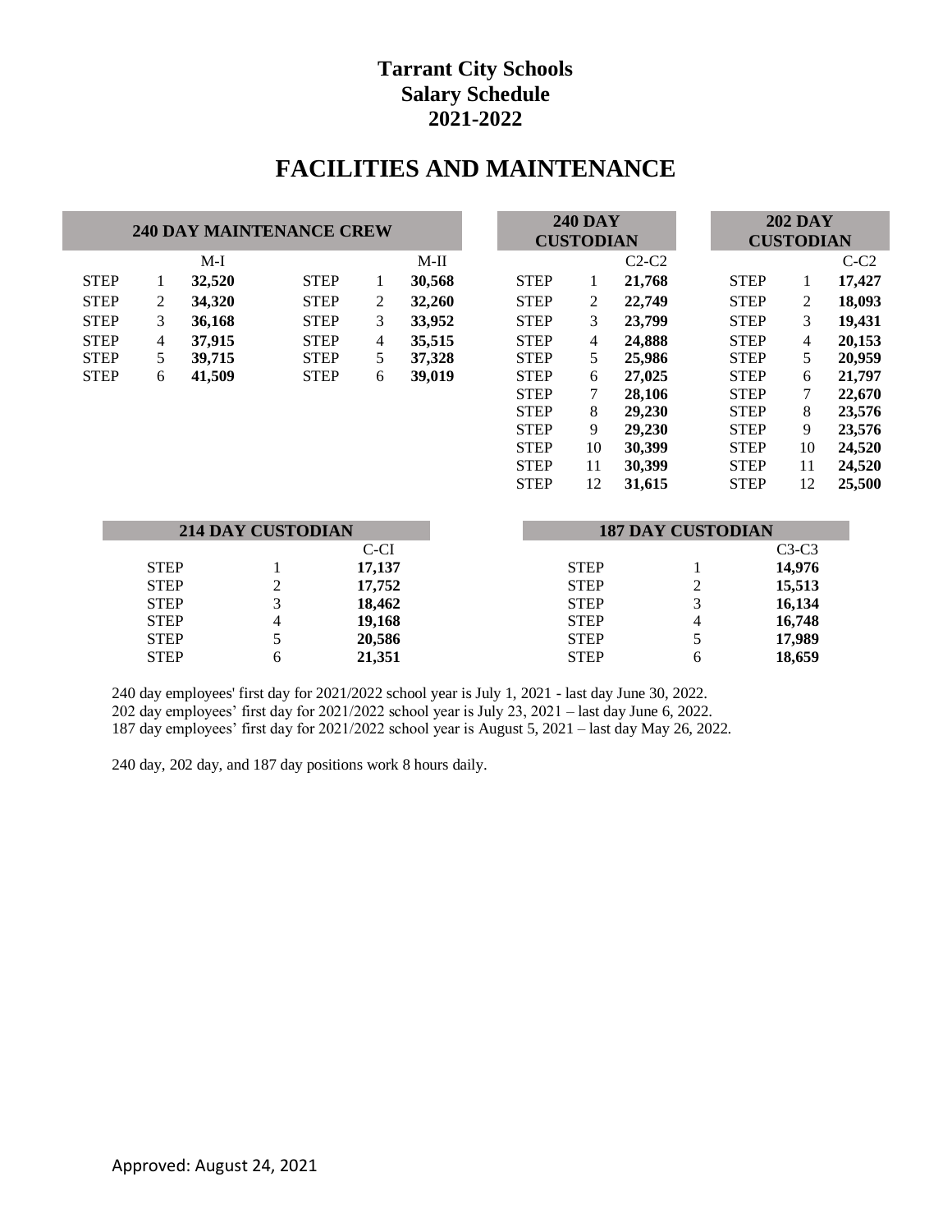# Tarrant City Schools
# Salary Schedule
# 2021-2022

## FACILITIES AND MAINTENANCE

| 240 DAY MAINTENANCE CREW | | | | | |
|---|---|---|---|---|---|
| | | M-I | | | M-II |
| STEP | 1 | 32,520 | STEP | 1 | 30,568 |
| STEP | 2 | 34,320 | STEP | 2 | 32,260 |
| STEP | 3 | 36,168 | STEP | 3 | 33,952 |
| STEP | 4 | 37,915 | STEP | 4 | 35,515 |
| STEP | 5 | 39,715 | STEP | 5 | 37,328 |
| STEP | 6 | 41,509 | STEP | 6 | 39,019 |

| 240 DAY CUSTODIAN | | | 202 DAY CUSTODIAN | | |
|---|---|---|---|---|---|
| | | C2-C2 | | | C-C2 |
| STEP | 1 | 21,768 | STEP | 1 | 17,427 |
| STEP | 2 | 22,749 | STEP | 2 | 18,093 |
| STEP | 3 | 23,799 | STEP | 3 | 19,431 |
| STEP | 4 | 24,888 | STEP | 4 | 20,153 |
| STEP | 5 | 25,986 | STEP | 5 | 20,959 |
| STEP | 6 | 27,025 | STEP | 6 | 21,797 |
| STEP | 7 | 28,106 | STEP | 7 | 22,670 |
| STEP | 8 | 29,230 | STEP | 8 | 23,576 |
| STEP | 9 | 29,230 | STEP | 9 | 23,576 |
| STEP | 10 | 30,399 | STEP | 10 | 24,520 |
| STEP | 11 | 30,399 | STEP | 11 | 24,520 |
| STEP | 12 | 31,615 | STEP | 12 | 25,500 |

| 214 DAY CUSTODIAN | | |
|---|---|---|
| | | C-CI |
| STEP | 1 | 17,137 |
| STEP | 2 | 17,752 |
| STEP | 3 | 18,462 |
| STEP | 4 | 19,168 |
| STEP | 5 | 20,586 |
| STEP | 6 | 21,351 |

| 187 DAY CUSTODIAN | | |
|---|---|---|
| | | C3-C3 |
| STEP | 1 | 14,976 |
| STEP | 2 | 15,513 |
| STEP | 3 | 16,134 |
| STEP | 4 | 16,748 |
| STEP | 5 | 17,989 |
| STEP | 6 | 18,659 |

240 day employees' first day for 2021/2022 school year is July 1, 2021 - last day June 30, 2022.
202 day employees' first day for 2021/2022 school year is July 23, 2021 – last day June 6, 2022.
187 day employees' first day for 2021/2022 school year is August 5, 2021 – last day May 26, 2022.

240 day, 202 day, and 187 day positions work 8 hours daily.

Approved: August 24, 2021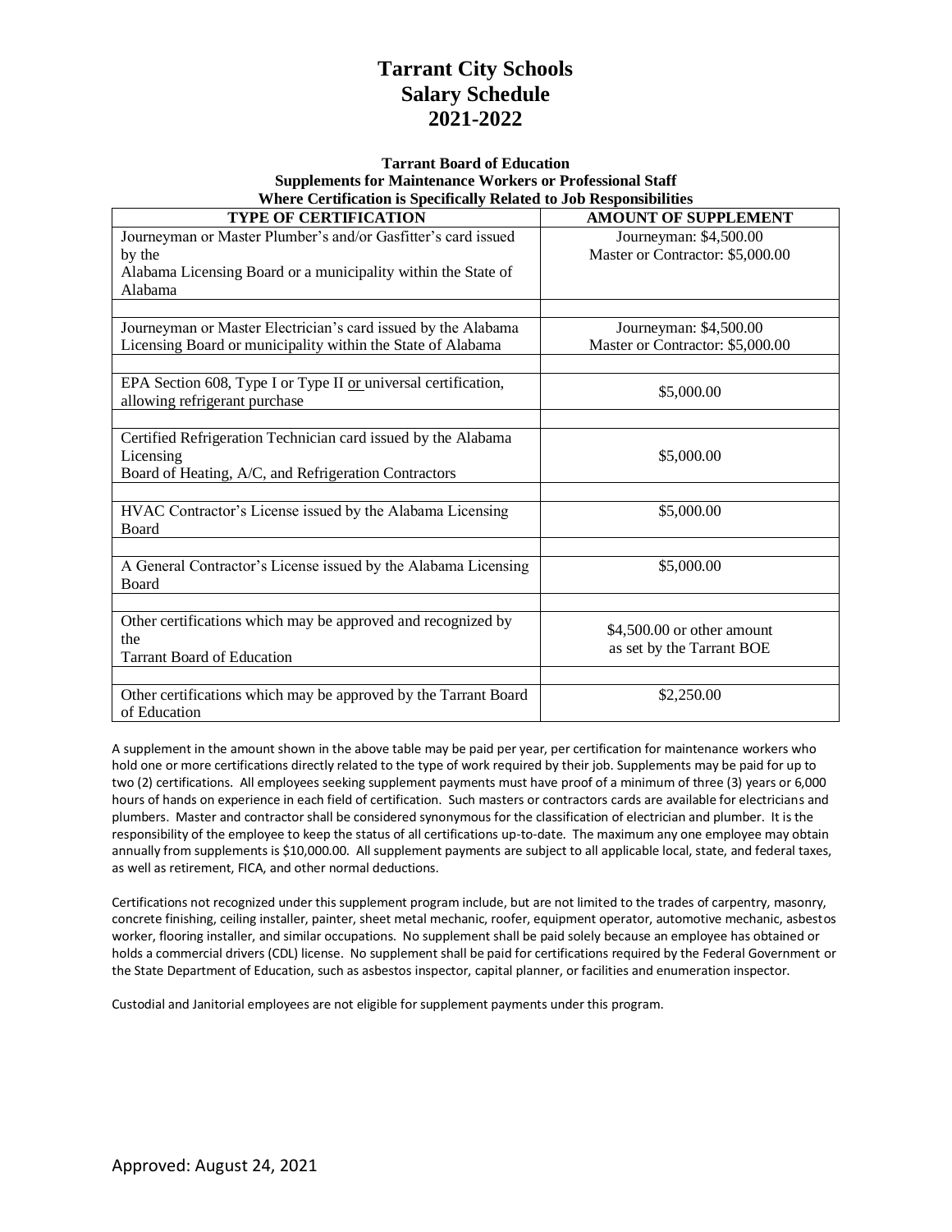# Tarrant City Schools
# Salary Schedule
# 2021-2022

**Tarrant Board of Education**
**Supplements for Maintenance Workers or Professional Staff**
**Where Certification is Specifically Related to Job Responsibilities**

| TYPE OF CERTIFICATION | AMOUNT OF SUPPLEMENT |
|---|---|
| Journeyman or Master Plumber's and/or Gasfitter's card issued by the Alabama Licensing Board or a municipality within the State of Alabama | Journeyman: $4,500.00<br>Master or Contractor: $5,000.00 |
| | |
| Journeyman or Master Electrician's card issued by the Alabama Licensing Board or municipality within the State of Alabama | Journeyman: $4,500.00<br>Master or Contractor: $5,000.00 |
| | |
| EPA Section 608, Type I or Type II or universal certification, allowing refrigerant purchase | $5,000.00 |
| | |
| Certified Refrigeration Technician card issued by the Alabama Licensing Board of Heating, A/C, and Refrigeration Contractors | $5,000.00 |
| | |
| HVAC Contractor's License issued by the Alabama Licensing Board | $5,000.00 |
| | |
| A General Contractor's License issued by the Alabama Licensing Board | $5,000.00 |
| | |
| Other certifications which may be approved and recognized by the Tarrant Board of Education | $4,500.00 or other amount as set by the Tarrant BOE |
| | |
| Other certifications which may be approved by the Tarrant Board of Education | $2,250.00 |

A supplement in the amount shown in the above table may be paid per year, per certification for maintenance workers who hold one or more certifications directly related to the type of work required by their job. Supplements may be paid for up to two (2) certifications. All employees seeking supplement payments must have proof of a minimum of three (3) years or 6,000 hours of hands on experience in each field of certification. Such masters or contractors cards are available for electricians and plumbers. Master and contractor shall be considered synonymous for the classification of electrician and plumber. It is the responsibility of the employee to keep the status of all certifications up-to-date. The maximum any one employee may obtain annually from supplements is $10,000.00. All supplement payments are subject to all applicable local, state, and federal taxes, as well as retirement, FICA, and other normal deductions.

Certifications not recognized under this supplement program include, but are not limited to the trades of carpentry, masonry, concrete finishing, ceiling installer, painter, sheet metal mechanic, roofer, equipment operator, automotive mechanic, asbestos worker, flooring installer, and similar occupations. No supplement shall be paid solely because an employee has obtained or holds a commercial drivers (CDL) license. No supplement shall be paid for certifications required by the Federal Government or the State Department of Education, such as asbestos inspector, capital planner, or facilities and enumeration inspector.

Custodial and Janitorial employees are not eligible for supplement payments under this program.

Approved: August 24, 2021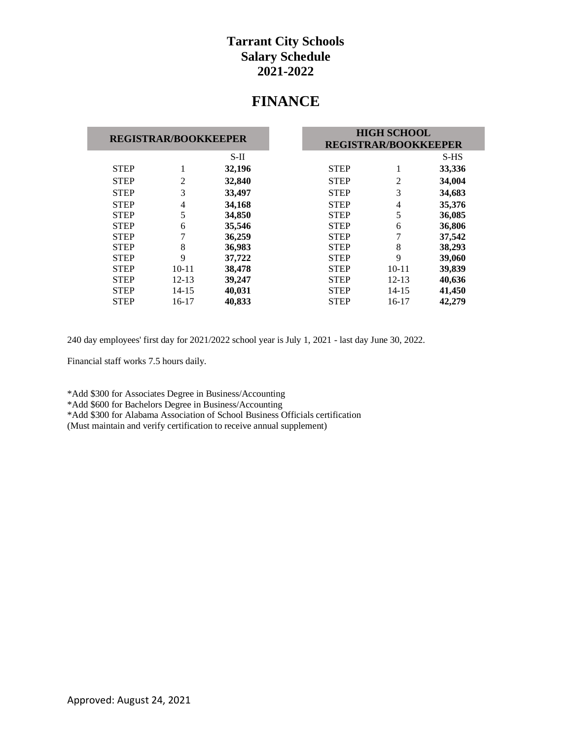# Tarrant City Schools
# Salary Schedule
# 2021-2022

## FINANCE

| REGISTRAR/BOOKKEEPER | | | | HIGH SCHOOL REGISTRAR/BOOKKEEPER | | |
|---|---|---|---|---|---|---|
| | | S-II | | | | S-HS |
| STEP | 1 | **32,196** | | STEP | 1 | **33,336** |
| STEP | 2 | **32,840** | | STEP | 2 | **34,004** |
| STEP | 3 | **33,497** | | STEP | 3 | **34,683** |
| STEP | 4 | **34,168** | | STEP | 4 | **35,376** |
| STEP | 5 | **34,850** | | STEP | 5 | **36,085** |
| STEP | 6 | **35,546** | | STEP | 6 | **36,806** |
| STEP | 7 | **36,259** | | STEP | 7 | **37,542** |
| STEP | 8 | **36,983** | | STEP | 8 | **38,293** |
| STEP | 9 | **37,722** | | STEP | 9 | **39,060** |
| STEP | 10-11 | **38,478** | | STEP | 10-11 | **39,839** |
| STEP | 12-13 | **39,247** | | STEP | 12-13 | **40,636** |
| STEP | 14-15 | **40,031** | | STEP | 14-15 | **41,450** |
| STEP | 16-17 | **40,833** | | STEP | 16-17 | **42,279** |

240 day employees' first day for 2021/2022 school year is July 1, 2021 - last day June 30, 2022.

Financial staff works 7.5 hours daily.

*Add $300 for Associates Degree in Business/Accounting
*Add $600 for Bachelors Degree in Business/Accounting
*Add $300 for Alabama Association of School Business Officials certification
(Must maintain and verify certification to receive annual supplement)

Approved: August 24, 2021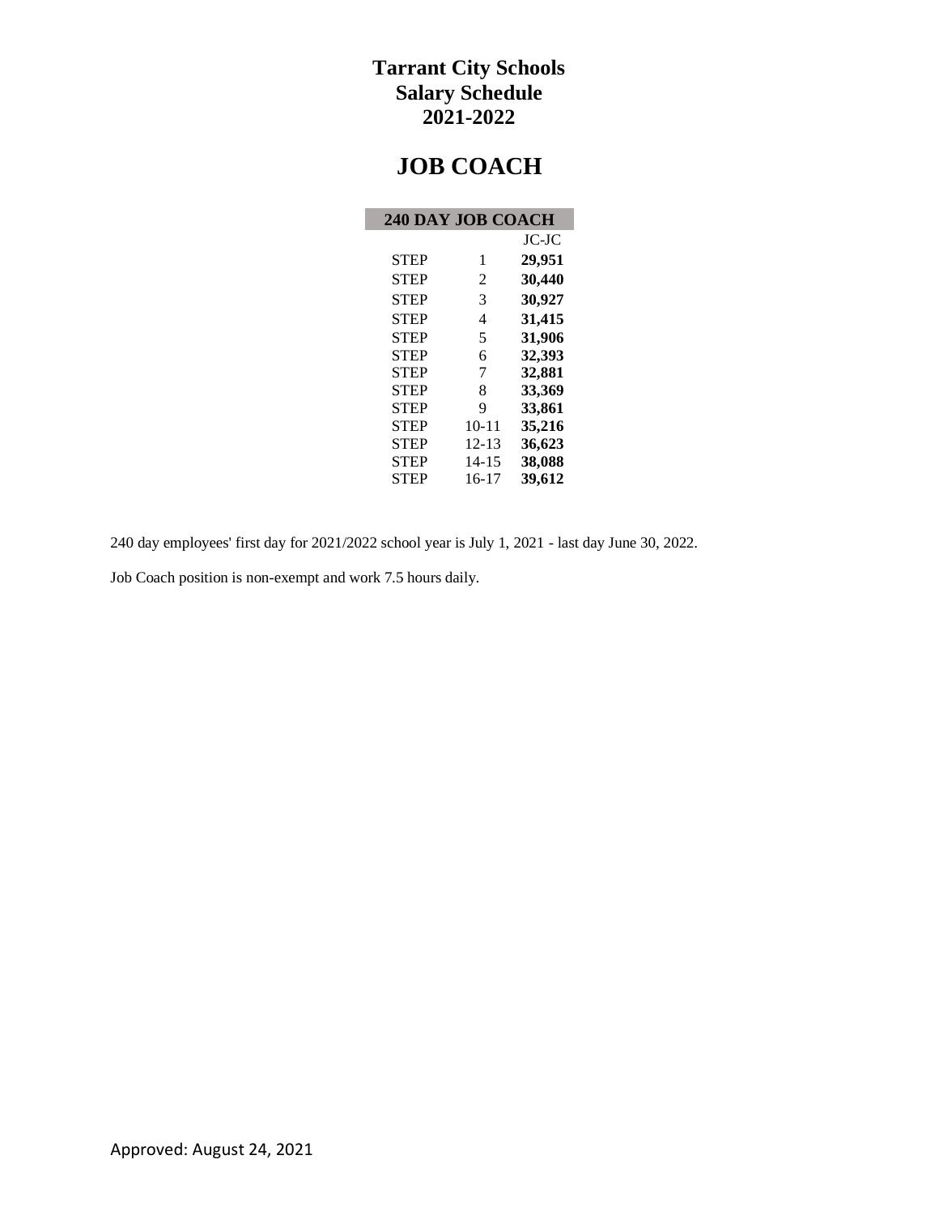# Tarrant City Schools
# Salary Schedule
# 2021-2022

# JOB COACH

| 240 DAY JOB COACH | | |
|---|---|---|
| | | JC-JC |
| STEP | 1 | **29,951** |
| STEP | 2 | **30,440** |
| STEP | 3 | **30,927** |
| STEP | 4 | **31,415** |
| STEP | 5 | **31,906** |
| STEP | 6 | **32,393** |
| STEP | 7 | **32,881** |
| STEP | 8 | **33,369** |
| STEP | 9 | **33,861** |
| STEP | 10-11 | **35,216** |
| STEP | 12-13 | **36,623** |
| STEP | 14-15 | **38,088** |
| STEP | 16-17 | **39,612** |

240 day employees' first day for 2021/2022 school year is July 1, 2021 - last day June 30, 2022.

Job Coach position is non-exempt and work 7.5 hours daily.

Approved: August 24, 2021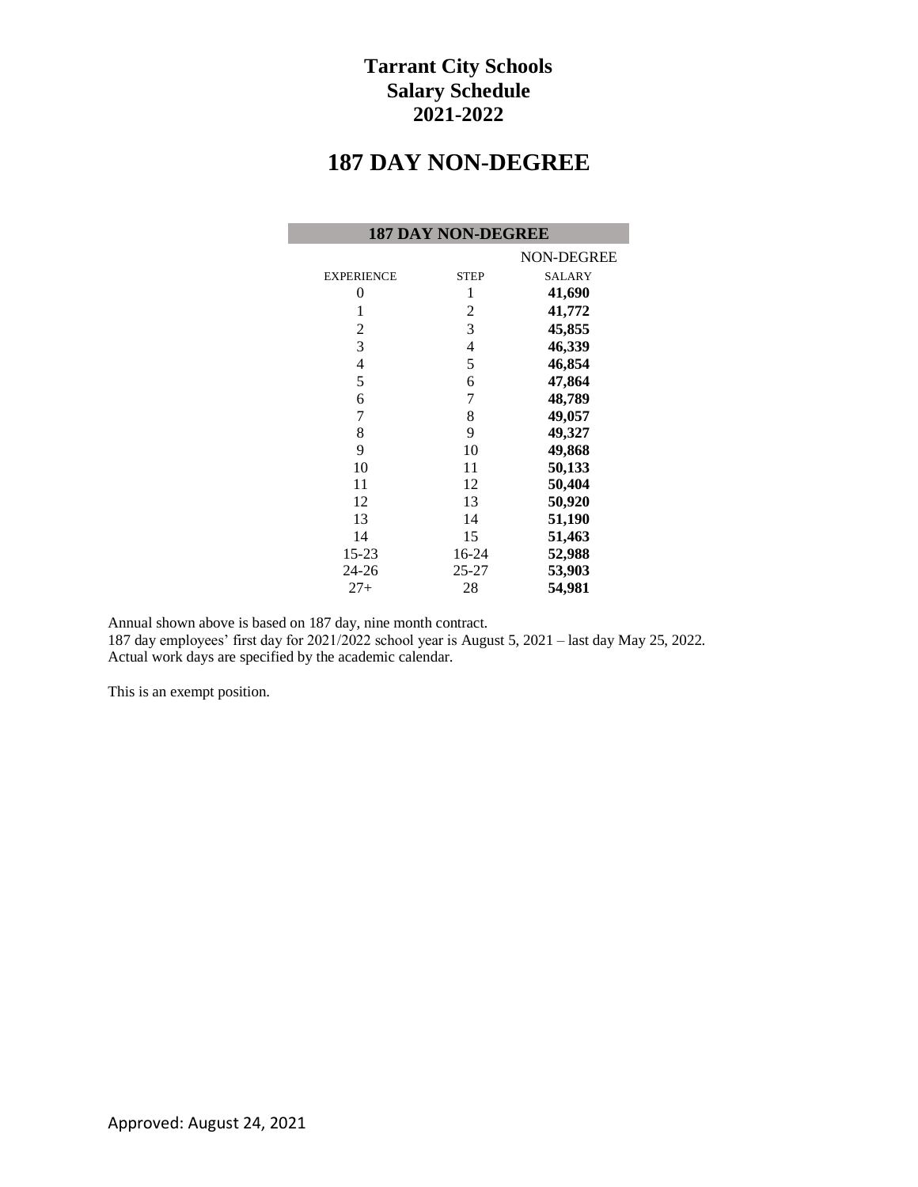# Tarrant City Schools
## Salary Schedule
## 2021-2022

# 187 DAY NON-DEGREE

| 187 DAY NON-DEGREE | | |
|---|---|---|
| | | NON-DEGREE |
| EXPERIENCE | STEP | SALARY |
| 0 | 1 | **41,690** |
| 1 | 2 | **41,772** |
| 2 | 3 | **45,855** |
| 3 | 4 | **46,339** |
| 4 | 5 | **46,854** |
| 5 | 6 | **47,864** |
| 6 | 7 | **48,789** |
| 7 | 8 | **49,057** |
| 8 | 9 | **49,327** |
| 9 | 10 | **49,868** |
| 10 | 11 | **50,133** |
| 11 | 12 | **50,404** |
| 12 | 13 | **50,920** |
| 13 | 14 | **51,190** |
| 14 | 15 | **51,463** |
| 15-23 | 16-24 | **52,988** |
| 24-26 | 25-27 | **53,903** |
| 27+ | 28 | **54,981** |

Annual shown above is based on 187 day, nine month contract.
187 day employees' first day for 2021/2022 school year is August 5, 2021 – last day May 25, 2022.
Actual work days are specified by the academic calendar.

This is an exempt position.

Approved: August 24, 2021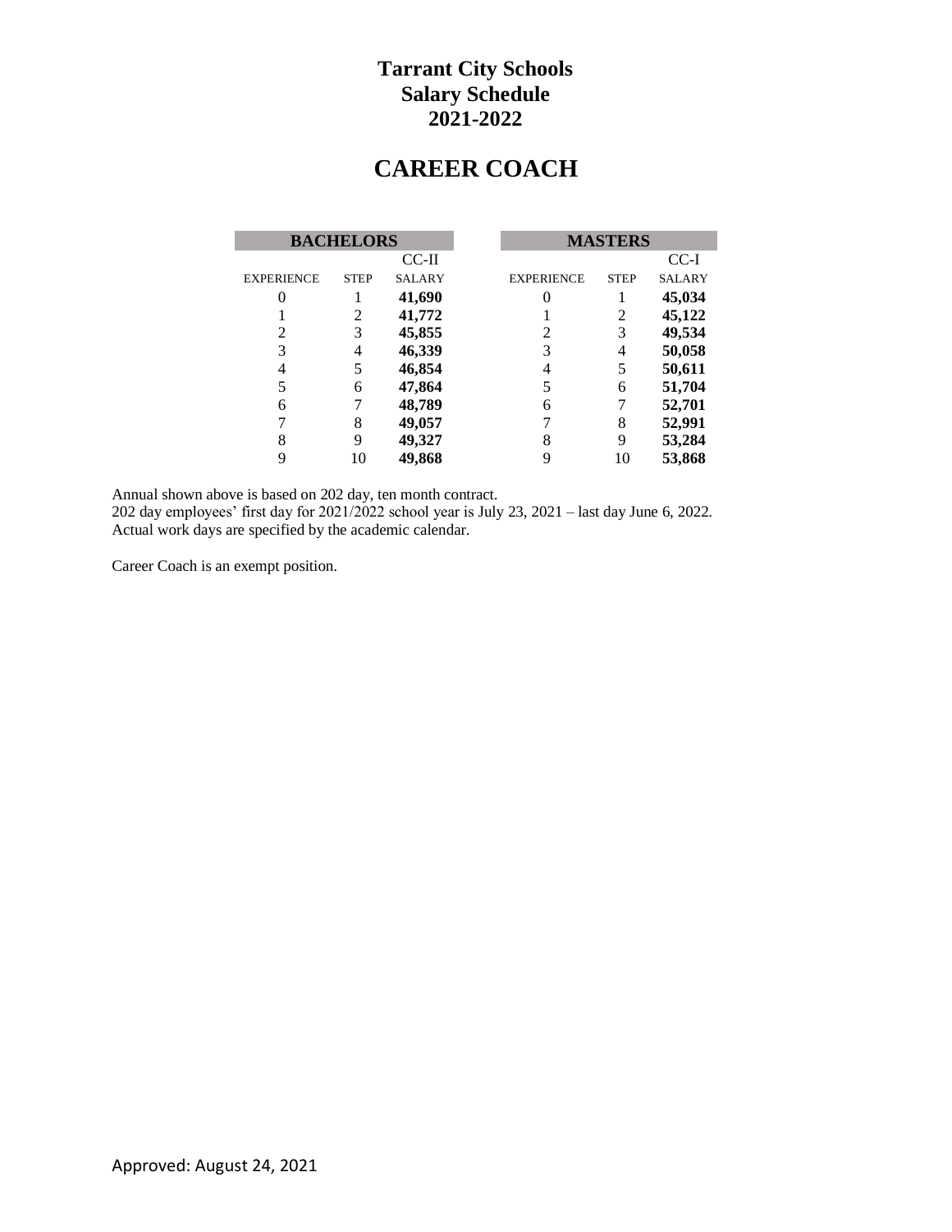# Tarrant City Schools
# Salary Schedule
# 2021-2022

## CAREER COACH

| BACHELORS | | | | MASTERS | | |
|---|---|---|---|---|---|---|
| | | CC-II | | | | CC-I |
| EXPERIENCE | STEP | SALARY | | EXPERIENCE | STEP | SALARY |
| 0 | 1 | **41,690** | | 0 | 1 | **45,034** |
| 1 | 2 | **41,772** | | 1 | 2 | **45,122** |
| 2 | 3 | **45,855** | | 2 | 3 | **49,534** |
| 3 | 4 | **46,339** | | 3 | 4 | **50,058** |
| 4 | 5 | **46,854** | | 4 | 5 | **50,611** |
| 5 | 6 | **47,864** | | 5 | 6 | **51,704** |
| 6 | 7 | **48,789** | | 6 | 7 | **52,701** |
| 7 | 8 | **49,057** | | 7 | 8 | **52,991** |
| 8 | 9 | **49,327** | | 8 | 9 | **53,284** |
| 9 | 10 | **49,868** | | 9 | 10 | **53,868** |

Annual shown above is based on 202 day, ten month contract.
202 day employees' first day for 2021/2022 school year is July 23, 2021 – last day June 6, 2022.
Actual work days are specified by the academic calendar.

Career Coach is an exempt position.

Approved: August 24, 2021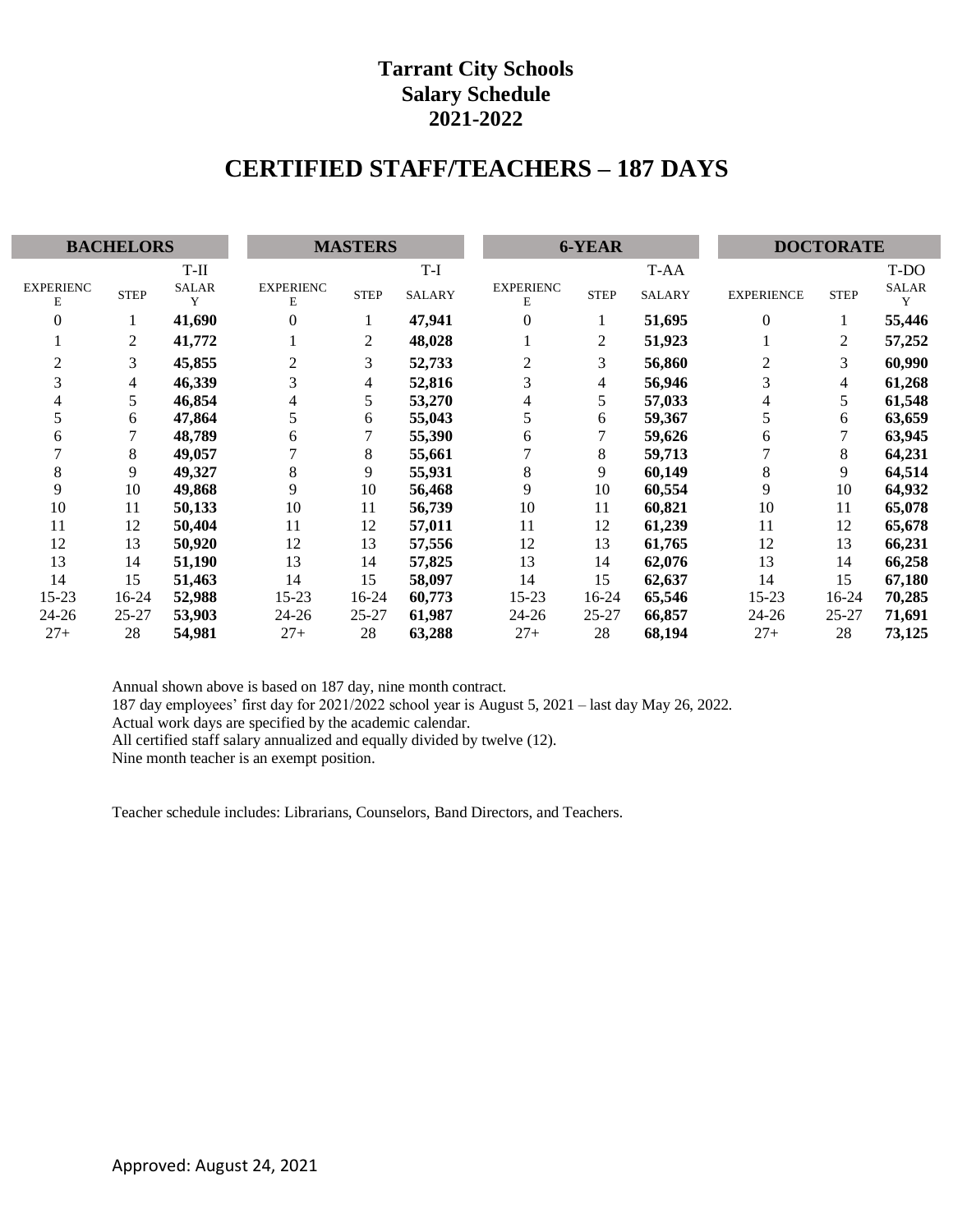# Tarrant City Schools
# Salary Schedule
# 2021-2022

## CERTIFIED STAFF/TEACHERS – 187 DAYS

| BACHELORS | | | MASTERS | | | 6-YEAR | | | DOCTORATE | | |
|---|---|---|---|---|---|---|---|---|---|---|---|
| | | T-II | | | T-I | | | T-AA | | | T-DO |
| EXPERIENCE | STEP | SALARY | EXPERIENCE | STEP | SALARY | EXPERIENCE | STEP | SALARY | EXPERIENCE | STEP | SALARY |
| 0 | 1 | **41,690** | 0 | 1 | **47,941** | 0 | 1 | **51,695** | 0 | 1 | **55,446** |
| 1 | 2 | **41,772** | 1 | 2 | **48,028** | 1 | 2 | **51,923** | 1 | 2 | **57,252** |
| 2 | 3 | **45,855** | 2 | 3 | **52,733** | 2 | 3 | **56,860** | 2 | 3 | **60,990** |
| 3 | 4 | **46,339** | 3 | 4 | **52,816** | 3 | 4 | **56,946** | 3 | 4 | **61,268** |
| 4 | 5 | **46,854** | 4 | 5 | **53,270** | 4 | 5 | **57,033** | 4 | 5 | **61,548** |
| 5 | 6 | **47,864** | 5 | 6 | **55,043** | 5 | 6 | **59,367** | 5 | 6 | **63,659** |
| 6 | 7 | **48,789** | 6 | 7 | **55,390** | 6 | 7 | **59,626** | 6 | 7 | **63,945** |
| 7 | 8 | **49,057** | 7 | 8 | **55,661** | 7 | 8 | **59,713** | 7 | 8 | **64,231** |
| 8 | 9 | **49,327** | 8 | 9 | **55,931** | 8 | 9 | **60,149** | 8 | 9 | **64,514** |
| 9 | 10 | **49,868** | 9 | 10 | **56,468** | 9 | 10 | **60,554** | 9 | 10 | **64,932** |
| 10 | 11 | **50,133** | 10 | 11 | **56,739** | 10 | 11 | **60,821** | 10 | 11 | **65,078** |
| 11 | 12 | **50,404** | 11 | 12 | **57,011** | 11 | 12 | **61,239** | 11 | 12 | **65,678** |
| 12 | 13 | **50,920** | 12 | 13 | **57,556** | 12 | 13 | **61,765** | 12 | 13 | **66,231** |
| 13 | 14 | **51,190** | 13 | 14 | **57,825** | 13 | 14 | **62,076** | 13 | 14 | **66,258** |
| 14 | 15 | **51,463** | 14 | 15 | **58,097** | 14 | 15 | **62,637** | 14 | 15 | **67,180** |
| 15-23 | 16-24 | **52,988** | 15-23 | 16-24 | **60,773** | 15-23 | 16-24 | **65,546** | 15-23 | 16-24 | **70,285** |
| 24-26 | 25-27 | **53,903** | 24-26 | 25-27 | **61,987** | 24-26 | 25-27 | **66,857** | 24-26 | 25-27 | **71,691** |
| 27+ | 28 | **54,981** | 27+ | 28 | **63,288** | 27+ | 28 | **68,194** | 27+ | 28 | **73,125** |

Annual shown above is based on 187 day, nine month contract.
187 day employees' first day for 2021/2022 school year is August 5, 2021 – last day May 26, 2022.
Actual work days are specified by the academic calendar.
All certified staff salary annualized and equally divided by twelve (12).
Nine month teacher is an exempt position.

Teacher schedule includes: Librarians, Counselors, Band Directors, and Teachers.

Approved: August 24, 2021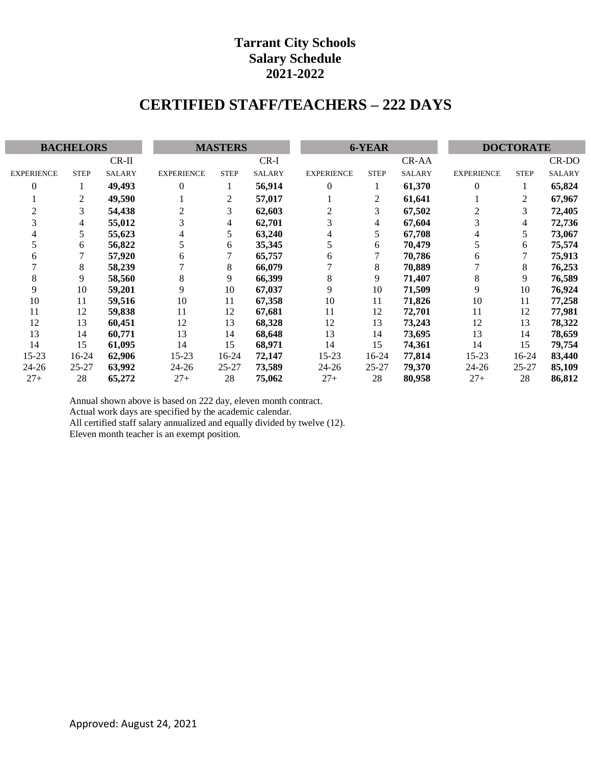# Tarrant City Schools
# Salary Schedule
# 2021-2022

## CERTIFIED STAFF/TEACHERS – 222 DAYS

| BACHELORS | | | MASTERS | | | 6-YEAR | | | DOCTORATE | | |
|---|---|---|---|---|---|---|---|---|---|---|---|
| | | CR-II | | | CR-I | | | CR-AA | | | CR-DO |
| EXPERIENCE | STEP | SALARY | EXPERIENCE | STEP | SALARY | EXPERIENCE | STEP | SALARY | EXPERIENCE | STEP | SALARY |
| 0 | 1 | **49,493** | 0 | 1 | **56,914** | 0 | 1 | **61,370** | 0 | 1 | **65,824** |
| 1 | 2 | **49,590** | 1 | 2 | **57,017** | 1 | 2 | **61,641** | 1 | 2 | **67,967** |
| 2 | 3 | **54,438** | 2 | 3 | **62,603** | 2 | 3 | **67,502** | 2 | 3 | **72,405** |
| 3 | 4 | **55,012** | 3 | 4 | **62,701** | 3 | 4 | **67,604** | 3 | 4 | **72,736** |
| 4 | 5 | **55,623** | 4 | 5 | **63,240** | 4 | 5 | **67,708** | 4 | 5 | **73,067** |
| 5 | 6 | **56,822** | 5 | 6 | **35,345** | 5 | 6 | **70,479** | 5 | 6 | **75,574** |
| 6 | 7 | **57,920** | 6 | 7 | **65,757** | 6 | 7 | **70,786** | 6 | 7 | **75,913** |
| 7 | 8 | **58,239** | 7 | 8 | **66,079** | 7 | 8 | **70,889** | 7 | 8 | **76,253** |
| 8 | 9 | **58,560** | 8 | 9 | **66,399** | 8 | 9 | **71,407** | 8 | 9 | **76,589** |
| 9 | 10 | **59,201** | 9 | 10 | **67,037** | 9 | 10 | **71,509** | 9 | 10 | **76,924** |
| 10 | 11 | **59,516** | 10 | 11 | **67,358** | 10 | 11 | **71,826** | 10 | 11 | **77,258** |
| 11 | 12 | **59,838** | 11 | 12 | **67,681** | 11 | 12 | **72,701** | 11 | 12 | **77,981** |
| 12 | 13 | **60,451** | 12 | 13 | **68,328** | 12 | 13 | **73,243** | 12 | 13 | **78,322** |
| 13 | 14 | **60,771** | 13 | 14 | **68,648** | 13 | 14 | **73,695** | 13 | 14 | **78,659** |
| 14 | 15 | **61,095** | 14 | 15 | **68,971** | 14 | 15 | **74,361** | 14 | 15 | **79,754** |
| 15-23 | 16-24 | **62,906** | 15-23 | 16-24 | **72,147** | 15-23 | 16-24 | **77,814** | 15-23 | 16-24 | **83,440** |
| 24-26 | 25-27 | **63,992** | 24-26 | 25-27 | **73,589** | 24-26 | 25-27 | **79,370** | 24-26 | 25-27 | **85,109** |
| 27+ | 28 | **65,272** | 27+ | 28 | **75,062** | 27+ | 28 | **80,958** | 27+ | 28 | **86,812** |

Annual shown above is based on 222 day, eleven month contract.
Actual work days are specified by the academic calendar.
All certified staff salary annualized and equally divided by twelve (12).
Eleven month teacher is an exempt position.

Approved: August 24, 2021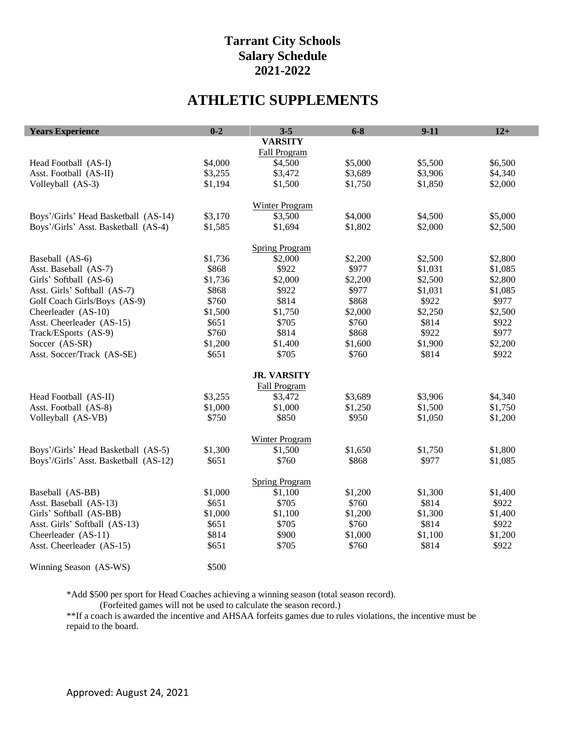# Tarrant City Schools
# Salary Schedule
# 2021-2022

## ATHLETIC SUPPLEMENTS

| Years Experience | 0-2 | 3-5 | 6-8 | 9-11 | 12+ |
|---|---|---|---|---|---|
| | | **VARSITY** | | | |
| | | Fall Program | | | |
| Head Football (AS-I) | $4,000 | $4,500 | $5,000 | $5,500 | $6,500 |
| Asst. Football (AS-II) | $3,255 | $3,472 | $3,689 | $3,906 | $4,340 |
| Volleyball (AS-3) | $1,194 | $1,500 | $1,750 | $1,850 | $2,000 |
| | | Winter Program | | | |
| Boys'/Girls' Head Basketball (AS-14) | $3,170 | $3,500 | $4,000 | $4,500 | $5,000 |
| Boys'/Girls' Asst. Basketball (AS-4) | $1,585 | $1,694 | $1,802 | $2,000 | $2,500 |
| | | Spring Program | | | |
| Baseball (AS-6) | $1,736 | $2,000 | $2,200 | $2,500 | $2,800 |
| Asst. Baseball (AS-7) | $868 | $922 | $977 | $1,031 | $1,085 |
| Girls' Softball (AS-6) | $1,736 | $2,000 | $2,200 | $2,500 | $2,800 |
| Asst. Girls' Softball (AS-7) | $868 | $922 | $977 | $1,031 | $1,085 |
| Golf Coach Girls/Boys (AS-9) | $760 | $814 | $868 | $922 | $977 |
| Cheerleader (AS-10) | $1,500 | $1,750 | $2,000 | $2,250 | $2,500 |
| Asst. Cheerleader (AS-15) | $651 | $705 | $760 | $814 | $922 |
| Track/ESports (AS-9) | $760 | $814 | $868 | $922 | $977 |
| Soccer (AS-SR) | $1,200 | $1,400 | $1,600 | $1,900 | $2,200 |
| Asst. Soccer/Track (AS-SE) | $651 | $705 | $760 | $814 | $922 |
| | | **JR. VARSITY** | | | |
| | | Fall Program | | | |
| Head Football (AS-II) | $3,255 | $3,472 | $3,689 | $3,906 | $4,340 |
| Asst. Football (AS-8) | $1,000 | $1,000 | $1,250 | $1,500 | $1,750 |
| Volleyball (AS-VB) | $750 | $850 | $950 | $1,050 | $1,200 |
| | | Winter Program | | | |
| Boys'/Girls' Head Basketball (AS-5) | $1,300 | $1,500 | $1,650 | $1,750 | $1,800 |
| Boys'/Girls' Asst. Basketball (AS-12) | $651 | $760 | $868 | $977 | $1,085 |
| | | Spring Program | | | |
| Baseball (AS-BB) | $1,000 | $1,100 | $1,200 | $1,300 | $1,400 |
| Asst. Baseball (AS-13) | $651 | $705 | $760 | $814 | $922 |
| Girls' Softball (AS-BB) | $1,000 | $1,100 | $1,200 | $1,300 | $1,400 |
| Asst. Girls' Softball (AS-13) | $651 | $705 | $760 | $814 | $922 |
| Cheerleader (AS-11) | $814 | $900 | $1,000 | $1,100 | $1,200 |
| Asst. Cheerleader (AS-15) | $651 | $705 | $760 | $814 | $922 |
| Winning Season (AS-WS) | $500 | | | | |

*Add $500 per sport for Head Coaches achieving a winning season (total season record).
(Forfeited games will not be used to calculate the season record.)

**If a coach is awarded the incentive and AHSAA forfeits games due to rules violations, the incentive must be repaid to the board.

Approved: August 24, 2021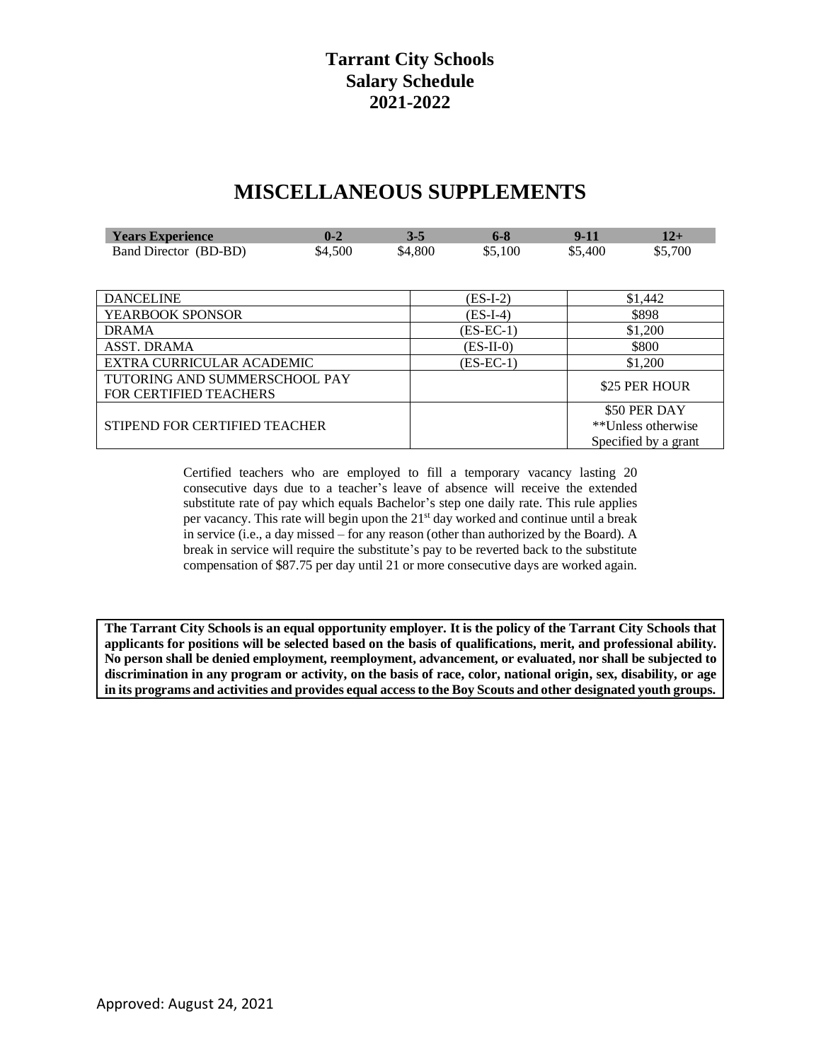# Tarrant City Schools
# Salary Schedule
# 2021-2022

## MISCELLANEOUS SUPPLEMENTS

| Years Experience | 0-2 | 3-5 | 6-8 | 9-11 | 12+ |
|---|---|---|---|---|---|
| Band Director (BD-BD) | $4,500 | $4,800 | $5,100 | $5,400 | $5,700 |

| | | |
|---|---|---|
| DANCELINE | (ES-I-2) | $1,442 |
| YEARBOOK SPONSOR | (ES-I-4) | $898 |
| DRAMA | (ES-EC-1) | $1,200 |
| ASST. DRAMA | (ES-II-0) | $800 |
| EXTRA CURRICULAR ACADEMIC | (ES-EC-1) | $1,200 |
| TUTORING AND SUMMERSCHOOL PAY FOR CERTIFIED TEACHERS | | $25 PER HOUR |
| STIPEND FOR CERTIFIED TEACHER | | $50 PER DAY **Unless otherwise Specified by a grant |

Certified teachers who are employed to fill a temporary vacancy lasting 20 consecutive days due to a teacher's leave of absence will receive the extended substitute rate of pay which equals Bachelor's step one daily rate. This rule applies per vacancy. This rate will begin upon the 21st day worked and continue until a break in service (i.e., a day missed – for any reason (other than authorized by the Board). A break in service will require the substitute's pay to be reverted back to the substitute compensation of $87.75 per day until 21 or more consecutive days are worked again.

**The Tarrant City Schools is an equal opportunity employer. It is the policy of the Tarrant City Schools that applicants for positions will be selected based on the basis of qualifications, merit, and professional ability. No person shall be denied employment, reemployment, advancement, or evaluated, nor shall be subjected to discrimination in any program or activity, on the basis of race, color, national origin, sex, disability, or age in its programs and activities and provides equal access to the Boy Scouts and other designated youth groups.**

Approved: August 24, 2021